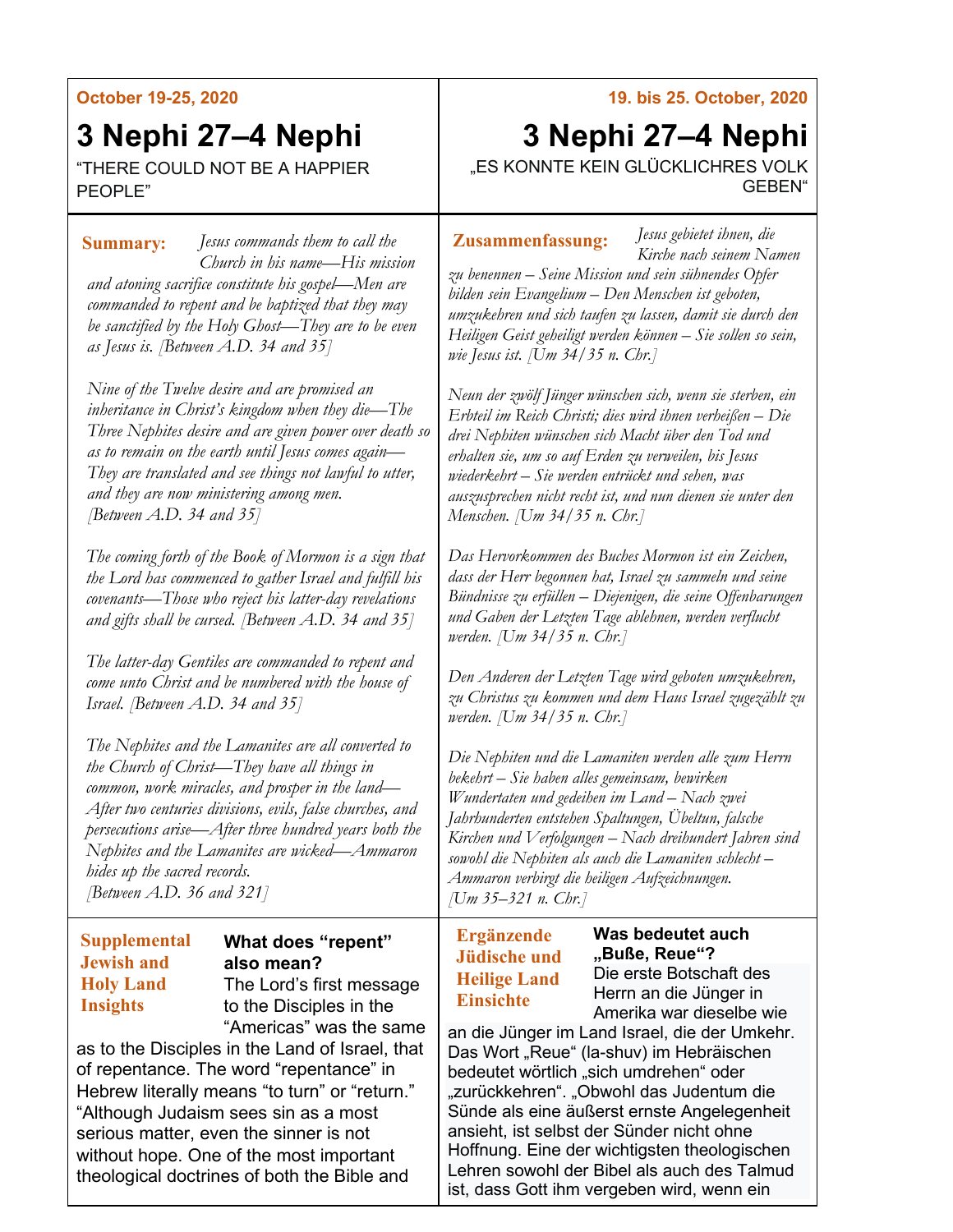October 19-25, 2020

# 3 Nephi 27–4 Nephi

"THERE COULD NOT BE A HAPPIER PEOPLE"

**Summary:** *Jesus commands them to call the Church in his name—His mission and atoning sacrifice constitute his gospel—Men are commanded to repent and be baptized that they may be sanctified by the Holy Ghost—They are to be even as Jesus is. [Between A.D. 34 and 35]*

*Nine of the Twelve desire and are promised an inheritance in Christ's kingdom when they die—The Three Nephites desire and are given power over death so as to remain on the earth until Jesus comes again—They are translated and see things not lawful to utter, and they are now ministering among men. [Between A.D. 34 and 35]*

*The coming forth of the Book of Mormon is a sign that the Lord has commenced to gather Israel and fulfill his covenants—Those who reject his latter-day revelations and gifts shall be cursed. [Between A.D. 34 and 35]*

*The latter-day Gentiles are commanded to repent and come unto Christ and be numbered with the house of Israel. [Between A.D. 34 and 35]*

*The Nephites and the Lamanites are all converted to the Church of Christ—They have all things in common, work miracles, and prosper in the land—After two centuries divisions, evils, false churches, and persecutions arise—After three hundred years both the Nephites and the Lamanites are wicked—Ammaron hides up the sacred records. [Between A.D. 36 and 321]*

**Supplemental Jewish and Holy Land Insights**

**What does "repent" also mean?**

The Lord's first message to the Disciples in the "Americas" was the same as to the Disciples in the Land of Israel, that of repentance. The word "repentance" in Hebrew literally means "to turn" or "return." "Although Judaism sees sin as a most serious matter, even the sinner is not without hope. One of the most important theological doctrines of both the Bible and

19. bis 25. October, 2020

# 3 Nephi 27–4 Nephi

„ES KONNTE KEIN GLÜCKLICHRES VOLK GEBEN"

**Zusammenfassung:** *Jesus gebietet ihnen, die Kirche nach seinem Namen zu benennen – Seine Mission und sein sühnendes Opfer bilden sein Evangelium – Den Menschen ist geboten, umzukehren und sich taufen zu lassen, damit sie durch den Heiligen Geist geheiligt werden können – Sie sollen so sein, wie Jesus ist. [Um 34/35 n. Chr.]*

*Neun der zwölf Jünger wünschen sich, wenn sie sterben, ein Erbteil im Reich Christi; dies wird ihnen verheißen – Die drei Nephiten wünschen sich Macht über den Tod und erhalten sie, um so auf Erden zu verweilen, bis Jesus wiederkehrt – Sie werden entrückt und sehen, was auszusprechen nicht recht ist, und nun dienen sie unter den Menschen. [Um 34/35 n. Chr.]*

*Das Hervorkommen des Buches Mormon ist ein Zeichen, dass der Herr begonnen hat, Israel zu sammeln und seine Bündnisse zu erfüllen – Diejenigen, die seine Offenbarungen und Gaben der Letzten Tage ablehnen, werden verflucht werden. [Um 34/35 n. Chr.]*

*Den Anderen der Letzten Tage wird geboten umzukehren, zu Christus zu kommen und dem Haus Israel zugezählt zu werden. [Um 34/35 n. Chr.]*

*Die Nephiten und die Lamaniten werden alle zum Herrn bekehrt – Sie haben alles gemeinsam, bewirken Wundertaten und gedeihen im Land – Nach zwei Jahrhunderten entstehen Spaltungen, Übeltun, falsche Kirchen und Verfolgungen – Nach dreihundert Jahren sind sowohl die Nephiten als auch die Lamaniten schlecht – Ammaron verbirgt die heiligen Aufzeichnungen. [Um 35–321 n. Chr.]*

**Ergänzende Jüdische und Heilige Land Einsichte**

**Was bedeutet auch „Buße, Reue"?**

Die erste Botschaft des Herrn an die Jünger in Amerika war dieselbe wie an die Jünger im Land Israel, die der Umkehr. Das Wort „Reue" (la-shuv) im Hebräischen bedeutet wörtlich „sich umdrehen" oder „zurückkehren". „Obwohl das Judentum die Sünde als eine äußerst ernste Angelegenheit ansieht, ist selbst der Sünder nicht ohne Hoffnung. Eine der wichtigsten theologischen Lehren sowohl der Bibel als auch des Talmud ist, dass Gott ihm vergeben wird, wenn ein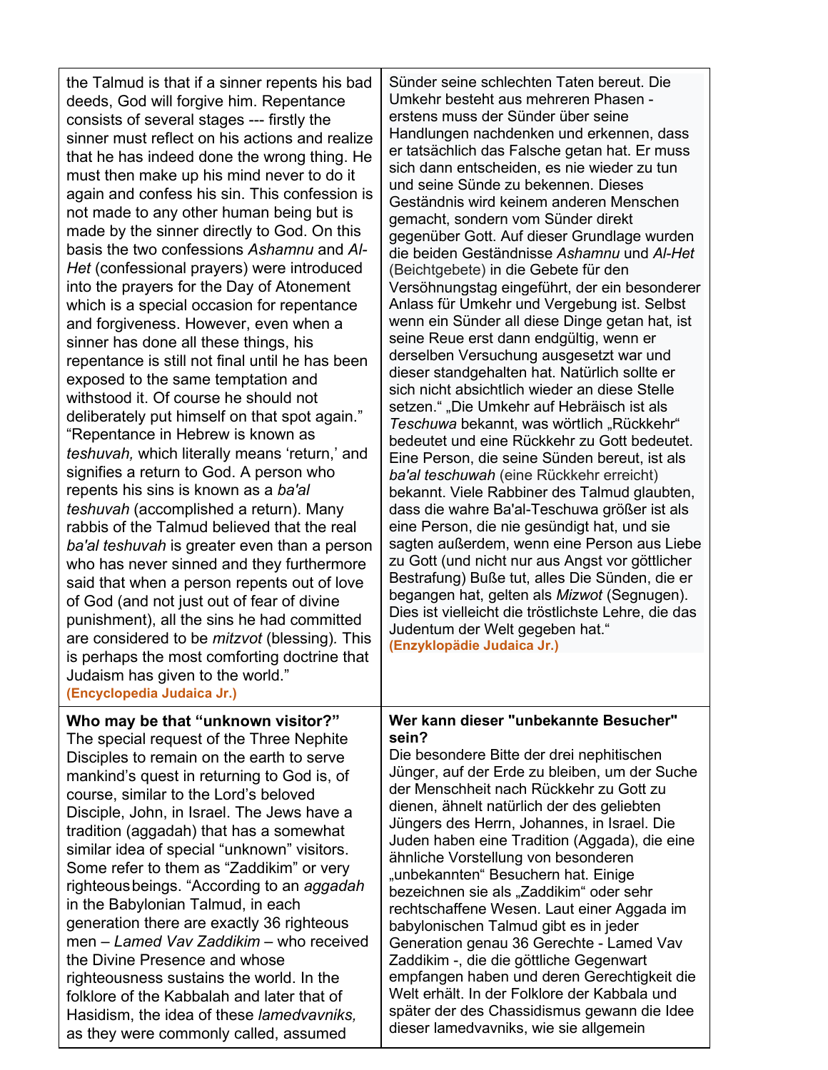| | |
|---|---|
| the Talmud is that if a sinner repents his bad deeds, God will forgive him. Repentance consists of several stages --- firstly the sinner must reflect on his actions and realize that he has indeed done the wrong thing. He must then make up his mind never to do it again and confess his sin. This confession is not made to any other human being but is made by the sinner directly to God. On this basis the two confessions *Ashamnu* and *Al-Het* (confessional prayers) were introduced into the prayers for the Day of Atonement which is a special occasion for repentance and forgiveness. However, even when a sinner has done all these things, his repentance is still not final until he has been exposed to the same temptation and withstood it. Of course he should not deliberately put himself on that spot again." "Repentance in Hebrew is known as *teshuvah,* which literally means 'return,' and signifies a return to God. A person who repents his sins is known as a *ba'al teshuvah* (accomplished a return). Many rabbis of the Talmud believed that the real *ba'al teshuvah* is greater even than a person who has never sinned and they furthermore said that when a person repents out of love of God (and not just out of fear of divine punishment), all the sins he had committed are considered to be *mitzvot* (blessing). This is perhaps the most comforting doctrine that Judaism has given to the world." **(Encyclopedia Judaica Jr.)** | Sünder seine schlechten Taten bereut. Die Umkehr besteht aus mehreren Phasen - erstens muss der Sünder über seine Handlungen nachdenken und erkennen, dass er tatsächlich das Falsche getan hat. Er muss sich dann entscheiden, es nie wieder zu tun und seine Sünde zu bekennen. Dieses Geständnis wird keinem anderen Menschen gemacht, sondern vom Sünder direkt gegenüber Gott. Auf dieser Grundlage wurden die beiden Geständnisse *Ashamnu* und *Al-Het* (Beichtgebete) in die Gebete für den Versöhnungstag eingeführt, der ein besonderer Anlass für Umkehr und Vergebung ist. Selbst wenn ein Sünder all diese Dinge getan hat, ist seine Reue erst dann endgültig, wenn er derselben Versuchung ausgesetzt war und dieser standgehalten hat. Natürlich sollte er sich nicht absichtlich wieder an diese Stelle setzen." „Die Umkehr auf Hebräisch ist als *Teschuwa* bekannt, was wörtlich „Rückkehr" bedeutet und eine Rückkehr zu Gott bedeutet. Eine Person, die seine Sünden bereut, ist als *ba'al teschuwah* (eine Rückkehr erreicht) bekannt. Viele Rabbiner des Talmud glaubten, dass die wahre Ba'al-Teschuwa größer ist als eine Person, die nie gesündigt hat, und sie sagten außerdem, wenn eine Person aus Liebe zu Gott (und nicht nur aus Angst vor göttlicher Bestrafung) Buße tut, alles Die Sünden, die er begangen hat, gelten als *Mizwot* (Segnugen). Dies ist vielleicht die tröstlichste Lehre, die das Judentum der Welt gegeben hat." **(Enzyklopädie Judaica Jr.)** |
| **Who may be that "unknown visitor?"** The special request of the Three Nephite Disciples to remain on the earth to serve mankind's quest in returning to God is, of course, similar to the Lord's beloved Disciple, John, in Israel. The Jews have a tradition (aggadah) that has a somewhat similar idea of special "unknown" visitors. Some refer to them as "Zaddikim" or very righteous beings. "According to an *aggadah* in the Babylonian Talmud, in each generation there are exactly 36 righteous men – *Lamed Vav Zaddikim* – who received the Divine Presence and whose righteousness sustains the world. In the folklore of the Kabbalah and later that of Hasidism, the idea of these *lamedvavniks,* as they were commonly called, assumed | **Wer kann dieser "unbekannte Besucher" sein?** Die besondere Bitte der drei nephitischen Jünger, auf der Erde zu bleiben, um der Suche der Menschheit nach Rückkehr zu Gott zu dienen, ähnelt natürlich der des geliebten Jüngers des Herrn, Johannes, in Israel. Die Juden haben eine Tradition (Aggada), die eine ähnliche Vorstellung von besonderen „unbekannten" Besuchern hat. Einige bezeichnen sie als „Zaddikim" oder sehr rechtschaffene Wesen. Laut einer Aggada im babylonischen Talmud gibt es in jeder Generation genau 36 Gerechte - Lamed Vav Zaddikim -, die die göttliche Gegenwart empfangen haben und deren Gerechtigkeit die Welt erhält. In der Folklore der Kabbala und später der des Chassidismus gewann die Idee dieser lamedvavniks, wie sie allgemein |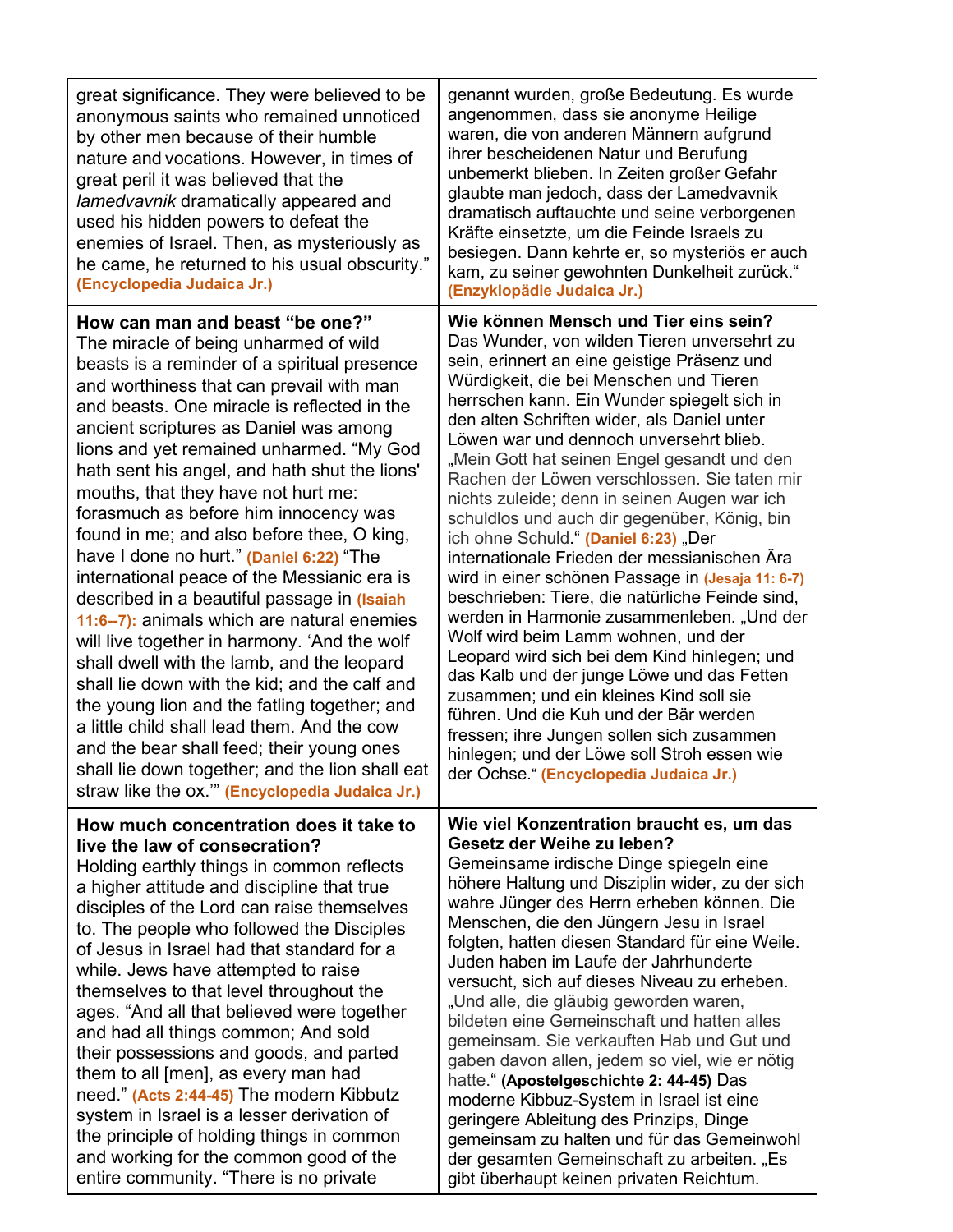| | |
|---|---|
| great significance. They were believed to be anonymous saints who remained unnoticed by other men because of their humble nature and vocations. However, in times of great peril it was believed that the *lamedvavnik* dramatically appeared and used his hidden powers to defeat the enemies of Israel. Then, as mysteriously as he came, he returned to his usual obscurity." **(Encyclopedia Judaica Jr.)** | genannt wurden, große Bedeutung. Es wurde angenommen, dass sie anonyme Heilige waren, die von anderen Männern aufgrund ihrer bescheidenen Natur und Berufung unbemerkt blieben. In Zeiten großer Gefahr glaubte man jedoch, dass der Lamedvavnik dramatisch auftauchte und seine verborgenen Kräfte einsetzte, um die Feinde Israels zu besiegen. Dann kehrte er, so mysteriös er auch kam, zu seiner gewohnten Dunkelheit zurück." **(Enzyklopädie Judaica Jr.)** |
| **How can man and beast "be one?"** The miracle of being unharmed of wild beasts is a reminder of a spiritual presence and worthiness that can prevail with man and beasts. One miracle is reflected in the ancient scriptures as Daniel was among lions and yet remained unharmed. "My God hath sent his angel, and hath shut the lions' mouths, that they have not hurt me: forasmuch as before him innocency was found in me; and also before thee, O king, have I done no hurt." **(Daniel 6:22)** "The international peace of the Messianic era is described in a beautiful passage in **(Isaiah 11:6--7):** animals which are natural enemies will live together in harmony. 'And the wolf shall dwell with the lamb, and the leopard shall lie down with the kid; and the calf and the young lion and the fatling together; and a little child shall lead them. And the cow and the bear shall feed; their young ones shall lie down together; and the lion shall eat straw like the ox.'" **(Encyclopedia Judaica Jr.)** | **Wie können Mensch und Tier eins sein?** Das Wunder, von wilden Tieren unversehrt zu sein, erinnert an eine geistige Präsenz und Würdigkeit, die bei Menschen und Tieren herrschen kann. Ein Wunder spiegelt sich in den alten Schriften wider, als Daniel unter Löwen war und dennoch unversehrt blieb. „Mein Gott hat seinen Engel gesandt und den Rachen der Löwen verschlossen. Sie taten mir nichts zuleide; denn in seinen Augen war ich schuldlos und auch dir gegenüber, König, bin ich ohne Schuld." **(Daniel 6:23)** „Der internationale Frieden der messianischen Ära wird in einer schönen Passage in **(Jesaja 11: 6-7)** beschrieben: Tiere, die natürliche Feinde sind, werden in Harmonie zusammenleben. „Und der Wolf wird beim Lamm wohnen, und der Leopard wird sich bei dem Kind hinlegen; und das Kalb und der junge Löwe und das Fetten zusammen; und ein kleines Kind soll sie führen. Und die Kuh und der Bär werden fressen; ihre Jungen sollen sich zusammen hinlegen; und der Löwe soll Stroh essen wie der Ochse." **(Encyclopedia Judaica Jr.)** |
| **How much concentration does it take to live the law of consecration?** Holding earthly things in common reflects a higher attitude and discipline that true disciples of the Lord can raise themselves to. The people who followed the Disciples of Jesus in Israel had that standard for a while. Jews have attempted to raise themselves to that level throughout the ages. "And all that believed were together and had all things common; And sold their possessions and goods, and parted them to all [men], as every man had need." **(Acts 2:44-45)** The modern Kibbutz system in Israel is a lesser derivation of the principle of holding things in common and working for the common good of the entire community. "There is no private | **Wie viel Konzentration braucht es, um das Gesetz der Weihe zu leben?** Gemeinsame irdische Dinge spiegeln eine höhere Haltung und Disziplin wider, zu der sich wahre Jünger des Herrn erheben können. Die Menschen, die den Jüngern Jesu in Israel folgten, hatten diesen Standard für eine Weile. Juden haben im Laufe der Jahrhunderte versucht, sich auf dieses Niveau zu erheben. „Und alle, die gläubig geworden waren, bildeten eine Gemeinschaft und hatten alles gemeinsam. Sie verkauften Hab und Gut und gaben davon allen, jedem so viel, wie er nötig hatte." **(Apostelgeschichte 2: 44-45)** Das moderne Kibbuz-System in Israel ist eine geringere Ableitung des Prinzips, Dinge gemeinsam zu halten und für das Gemeinwohl der gesamten Gemeinschaft zu arbeiten. „Es gibt überhaupt keinen privaten Reichtum. |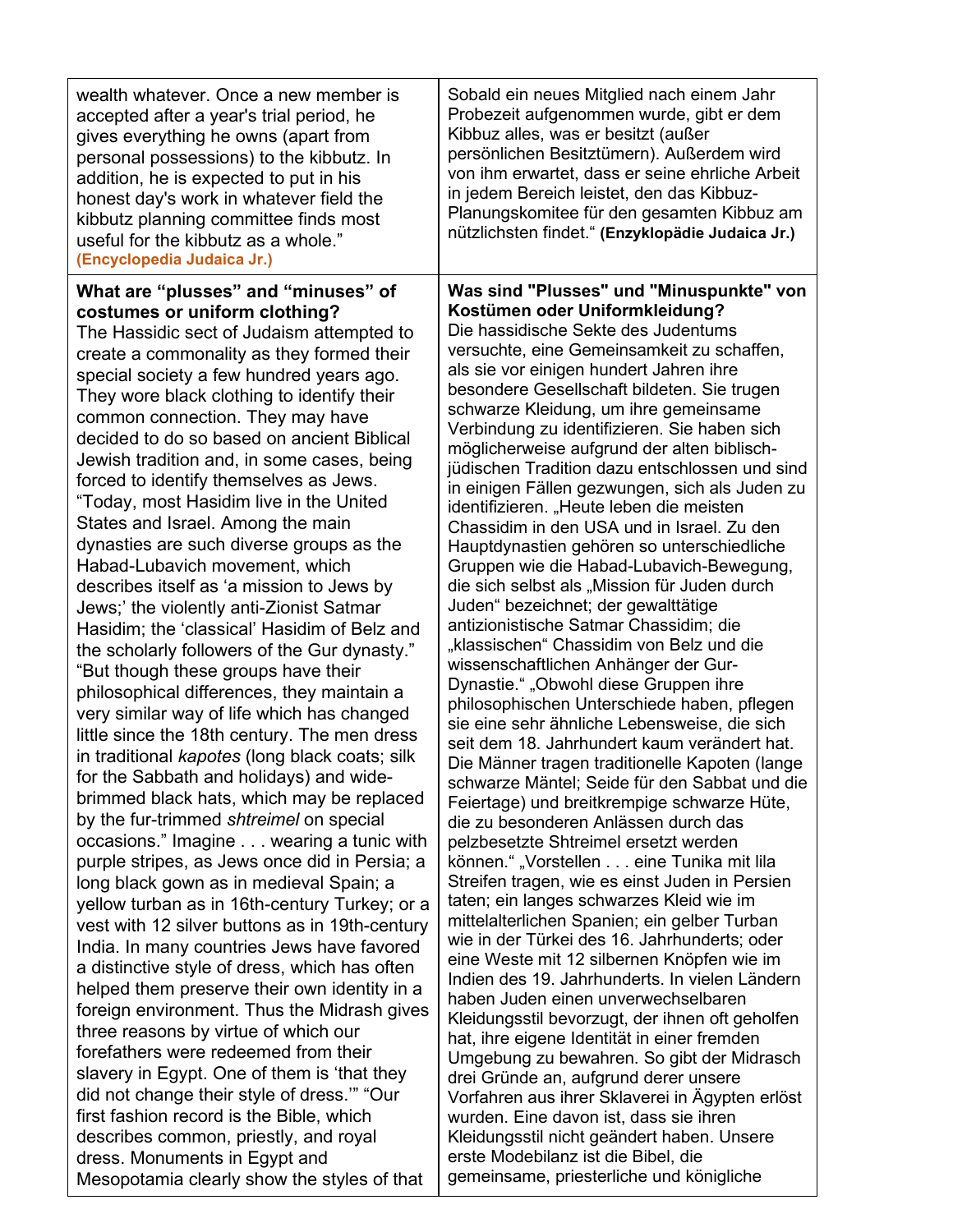| | |
|---|---|
| wealth whatever. Once a new member is accepted after a year's trial period, he gives everything he owns (apart from personal possessions) to the kibbutz. In addition, he is expected to put in his honest day's work in whatever field the kibbutz planning committee finds most useful for the kibbutz as a whole." **(Encyclopedia Judaica Jr.)** | Sobald ein neues Mitglied nach einem Jahr Probezeit aufgenommen wurde, gibt er dem Kibbuz alles, was er besitzt (außer persönlichen Besitztümern). Außerdem wird von ihm erwartet, dass er seine ehrliche Arbeit in jedem Bereich leistet, den das Kibbuz-Planungskomitee für den gesamten Kibbuz am nützlichsten findet." **(Enzyklopädie Judaica Jr.)** |
| **What are "plusses" and "minuses" of costumes or uniform clothing?** The Hassidic sect of Judaism attempted to create a commonality as they formed their special society a few hundred years ago. They wore black clothing to identify their common connection. They may have decided to do so based on ancient Biblical Jewish tradition and, in some cases, being forced to identify themselves as Jews. "Today, most Hasidim live in the United States and Israel. Among the main dynasties are such diverse groups as the Habad-Lubavich movement, which describes itself as 'a mission to Jews by Jews;' the violently anti-Zionist Satmar Hasidim; the 'classical' Hasidim of Belz and the scholarly followers of the Gur dynasty." "But though these groups have their philosophical differences, they maintain a very similar way of life which has changed little since the 18th century. The men dress in traditional *kapotes* (long black coats; silk for the Sabbath and holidays) and wide-brimmed black hats, which may be replaced by the fur-trimmed *shtreimel* on special occasions." Imagine . . . wearing a tunic with purple stripes, as Jews once did in Persia; a long black gown as in medieval Spain; a yellow turban as in 16th-century Turkey; or a vest with 12 silver buttons as in 19th-century India. In many countries Jews have favored a distinctive style of dress, which has often helped them preserve their own identity in a foreign environment. Thus the Midrash gives three reasons by virtue of which our forefathers were redeemed from their slavery in Egypt. One of them is 'that they did not change their style of dress.'" "Our first fashion record is the Bible, which describes common, priestly, and royal dress. Monuments in Egypt and Mesopotamia clearly show the styles of that | **Was sind "Plusses" und "Minuspunkte" von Kostümen oder Uniformkleidung?** Die hassidische Sekte des Judentums versuchte, eine Gemeinsamkeit zu schaffen, als sie vor einigen hundert Jahren ihre besondere Gesellschaft bildeten. Sie trugen schwarze Kleidung, um ihre gemeinsame Verbindung zu identifizieren. Sie haben sich möglicherweise aufgrund der alten biblisch-jüdischen Tradition dazu entschlossen und sind in einigen Fällen gezwungen, sich als Juden zu identifizieren. „Heute leben die meisten Chassidim in den USA und in Israel. Zu den Hauptdynastien gehören so unterschiedliche Gruppen wie die Habad-Lubavich-Bewegung, die sich selbst als „Mission für Juden durch Juden" bezeichnet; der gewalttätige antizionistische Satmar Chassidim; die „klassischen" Chassidim von Belz und die wissenschaftlichen Anhänger der Gur-Dynastie." „Obwohl diese Gruppen ihre philosophischen Unterschiede haben, pflegen sie eine sehr ähnliche Lebensweise, die sich seit dem 18. Jahrhundert kaum verändert hat. Die Männer tragen traditionelle Kapoten (lange schwarze Mäntel; Seide für den Sabbat und die Feiertage) und breitkrempige schwarze Hüte, die zu besonderen Anlässen durch das pelzbesetzte Shtreimel ersetzt werden können." „Vorstellen . . . eine Tunika mit lila Streifen tragen, wie es einst Juden in Persien taten; ein langes schwarzes Kleid wie im mittelalterlichen Spanien; ein gelber Turban wie in der Türkei des 16. Jahrhunderts; oder eine Weste mit 12 silbernen Knöpfen wie im Indien des 19. Jahrhunderts. In vielen Ländern haben Juden einen unverwechselbaren Kleidungsstil bevorzugt, der ihnen oft geholfen hat, ihre eigene Identität in einer fremden Umgebung zu bewahren. So gibt der Midrasch drei Gründe an, aufgrund derer unsere Vorfahren aus ihrer Sklaverei in Ägypten erlöst wurden. Eine davon ist, dass sie ihren Kleidungsstil nicht geändert haben. Unsere erste Modebilanz ist die Bibel, die gemeinsame, priesterliche und königliche |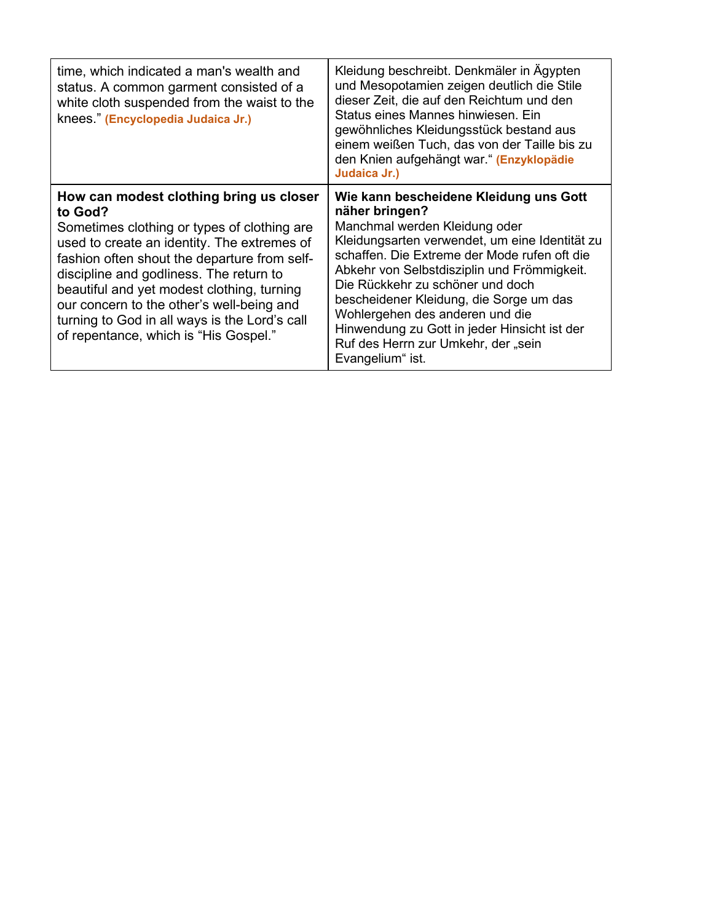| | |
|---|---|
| time, which indicated a man's wealth and status. A common garment consisted of a white cloth suspended from the waist to the knees." **(Encyclopedia Judaica Jr.)** | Kleidung beschreibt. Denkmäler in Ägypten und Mesopotamien zeigen deutlich die Stile dieser Zeit, die auf den Reichtum und den Status eines Mannes hinwiesen. Ein gewöhnliches Kleidungsstück bestand aus einem weißen Tuch, das von der Taille bis zu den Knien aufgehängt war.“ **(Enzyklopädie Judaica Jr.)** |
| **How can modest clothing bring us closer to God?** Sometimes clothing or types of clothing are used to create an identity. The extremes of fashion often shout the departure from self-discipline and godliness. The return to beautiful and yet modest clothing, turning our concern to the other's well-being and turning to God in all ways is the Lord's call of repentance, which is "His Gospel." | **Wie kann bescheidene Kleidung uns Gott näher bringen?** Manchmal werden Kleidung oder Kleidungsarten verwendet, um eine Identität zu schaffen. Die Extreme der Mode rufen oft die Abkehr von Selbstdisziplin und Frömmigkeit. Die Rückkehr zu schöner und doch bescheidener Kleidung, die Sorge um das Wohlergehen des anderen und die Hinwendung zu Gott in jeder Hinsicht ist der Ruf des Herrn zur Umkehr, der „sein Evangelium“ ist. |